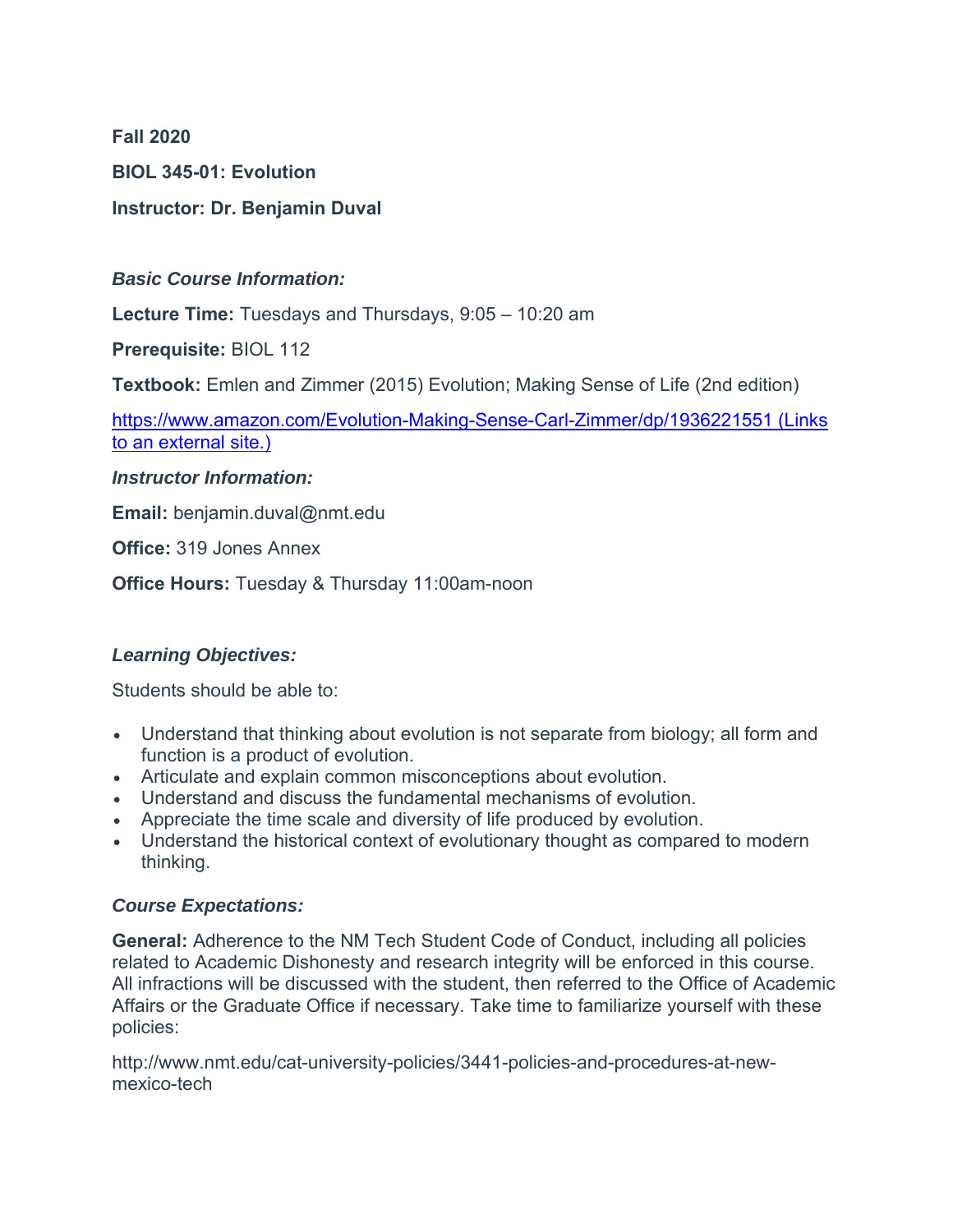**Fall 2020**

**BIOL 345-01: Evolution**

**Instructor: Dr. Benjamin Duval**

***Basic Course Information:***

**Lecture Time:** Tuesdays and Thursdays, 9:05 – 10:20 am

**Prerequisite:** BIOL 112

**Textbook:** Emlen and Zimmer (2015) Evolution; Making Sense of Life (2nd edition)

[https://www.amazon.com/Evolution-Making-Sense-Carl-Zimmer/dp/1936221551 (Links to an external site.)](https://www.amazon.com/Evolution-Making-Sense-Carl-Zimmer/dp/1936221551)

***Instructor Information:***

**Email:** benjamin.duval@nmt.edu

**Office:** 319 Jones Annex

**Office Hours:** Tuesday & Thursday 11:00am-noon

***Learning Objectives:***

Students should be able to:

- Understand that thinking about evolution is not separate from biology; all form and function is a product of evolution.
- Articulate and explain common misconceptions about evolution.
- Understand and discuss the fundamental mechanisms of evolution.
- Appreciate the time scale and diversity of life produced by evolution.
- Understand the historical context of evolutionary thought as compared to modern thinking.

***Course Expectations:***

**General:** Adherence to the NM Tech Student Code of Conduct, including all policies related to Academic Dishonesty and research integrity will be enforced in this course. All infractions will be discussed with the student, then referred to the Office of Academic Affairs or the Graduate Office if necessary. Take time to familiarize yourself with these policies:

http://www.nmt.edu/cat-university-policies/3441-policies-and-procedures-at-new-mexico-tech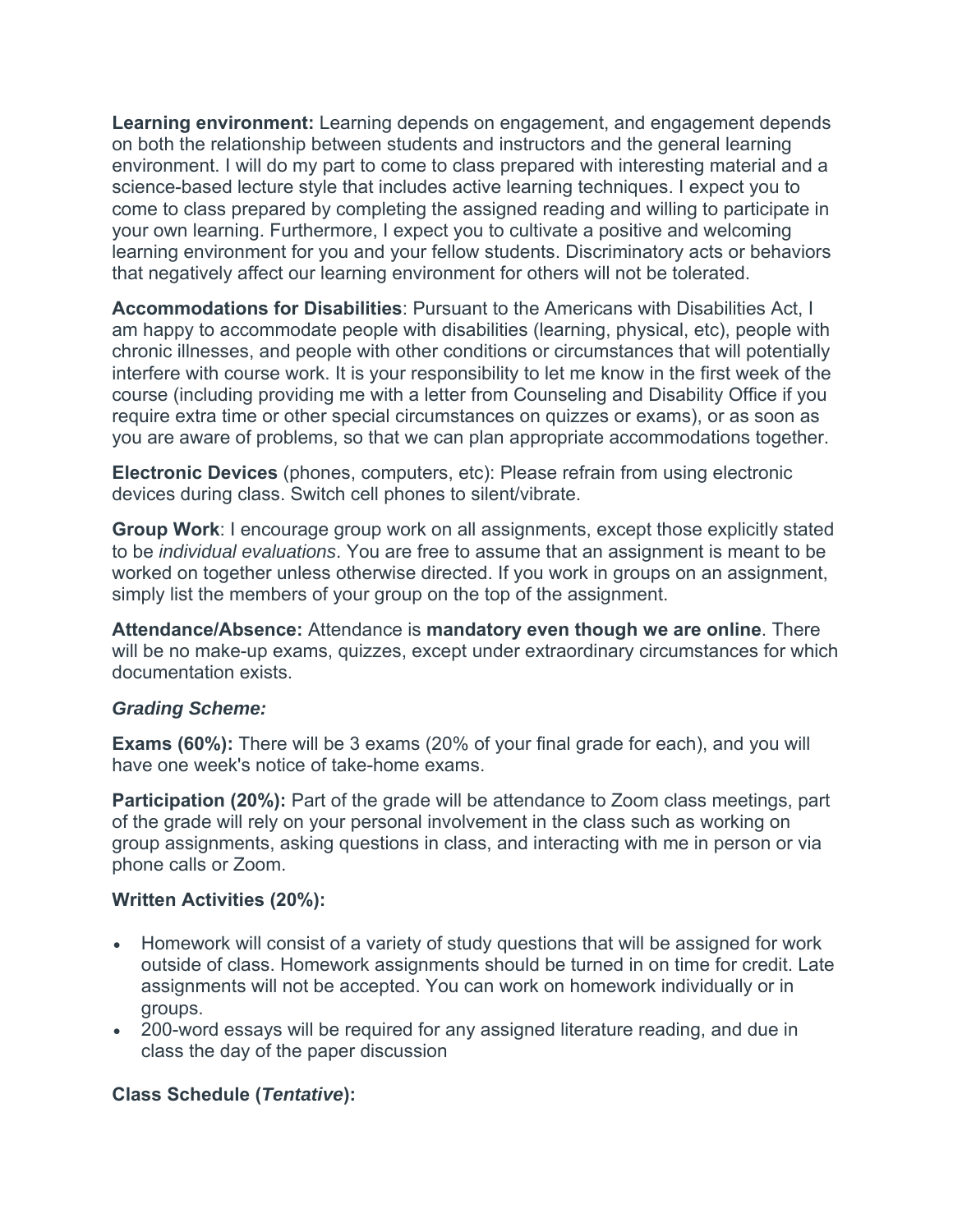**Learning environment:** Learning depends on engagement, and engagement depends on both the relationship between students and instructors and the general learning environment. I will do my part to come to class prepared with interesting material and a science-based lecture style that includes active learning techniques. I expect you to come to class prepared by completing the assigned reading and willing to participate in your own learning. Furthermore, I expect you to cultivate a positive and welcoming learning environment for you and your fellow students. Discriminatory acts or behaviors that negatively affect our learning environment for others will not be tolerated.

**Accommodations for Disabilities**: Pursuant to the Americans with Disabilities Act, I am happy to accommodate people with disabilities (learning, physical, etc), people with chronic illnesses, and people with other conditions or circumstances that will potentially interfere with course work. It is your responsibility to let me know in the first week of the course (including providing me with a letter from Counseling and Disability Office if you require extra time or other special circumstances on quizzes or exams), or as soon as you are aware of problems, so that we can plan appropriate accommodations together.

**Electronic Devices** (phones, computers, etc): Please refrain from using electronic devices during class. Switch cell phones to silent/vibrate.

**Group Work**: I encourage group work on all assignments, except those explicitly stated to be *individual evaluations*. You are free to assume that an assignment is meant to be worked on together unless otherwise directed. If you work in groups on an assignment, simply list the members of your group on the top of the assignment.

**Attendance/Absence:** Attendance is **mandatory even though we are online**. There will be no make-up exams, quizzes, except under extraordinary circumstances for which documentation exists.

***Grading Scheme:***

**Exams (60%):** There will be 3 exams (20% of your final grade for each), and you will have one week's notice of take-home exams.

**Participation (20%):** Part of the grade will be attendance to Zoom class meetings, part of the grade will rely on your personal involvement in the class such as working on group assignments, asking questions in class, and interacting with me in person or via phone calls or Zoom.

**Written Activities (20%):**

- Homework will consist of a variety of study questions that will be assigned for work outside of class. Homework assignments should be turned in on time for credit. Late assignments will not be accepted. You can work on homework individually or in groups.
- 200-word essays will be required for any assigned literature reading, and due in class the day of the paper discussion

**Class Schedule (*Tentative*):**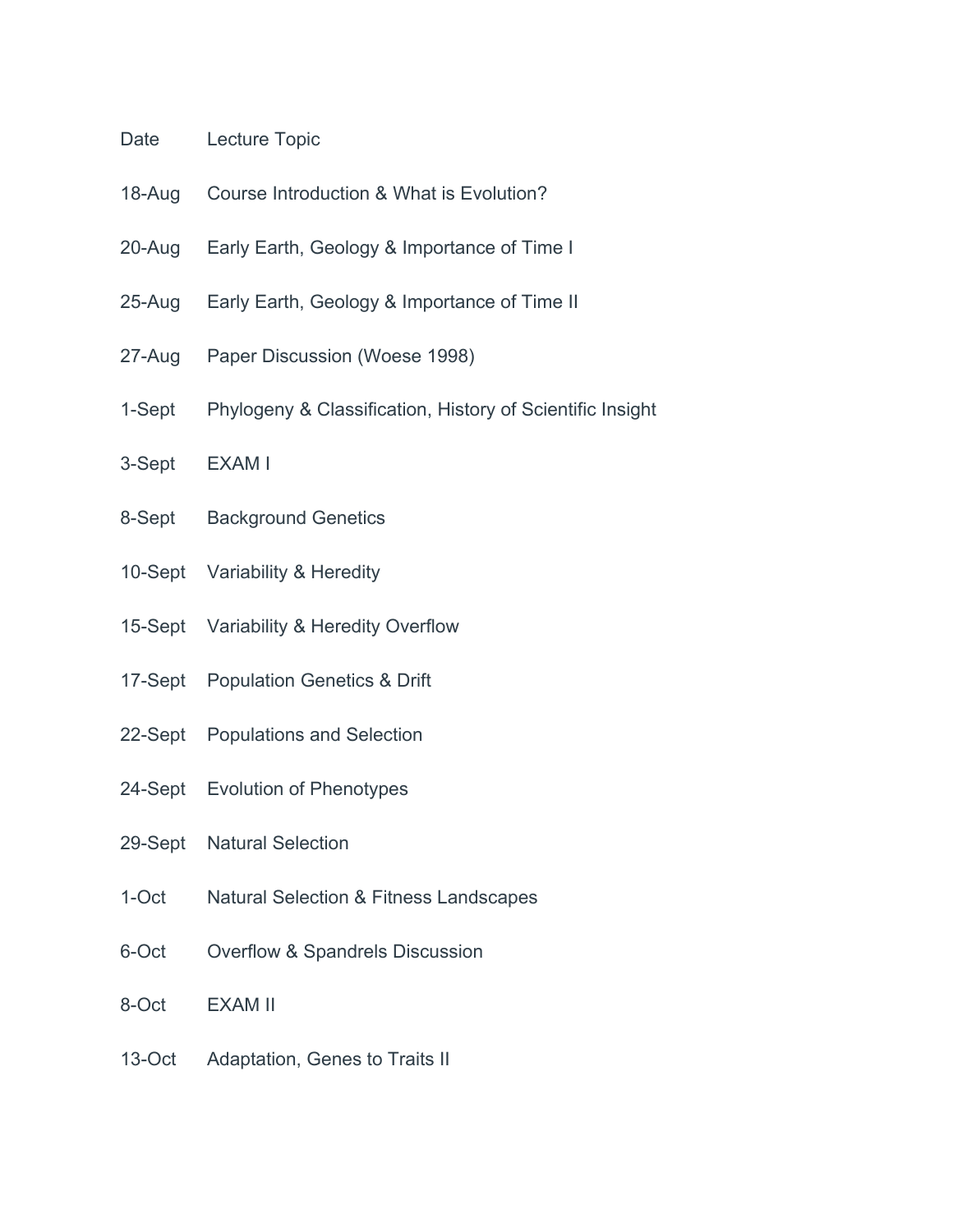| Date | Lecture Topic |
| --- | --- |
| 18-Aug | Course Introduction & What is Evolution? |
| 20-Aug | Early Earth, Geology & Importance of Time I |
| 25-Aug | Early Earth, Geology & Importance of Time II |
| 27-Aug | Paper Discussion (Woese 1998) |
| 1-Sept | Phylogeny & Classification, History of Scientific Insight |
| 3-Sept | EXAM I |
| 8-Sept | Background Genetics |
| 10-Sept | Variability & Heredity |
| 15-Sept | Variability & Heredity Overflow |
| 17-Sept | Population Genetics & Drift |
| 22-Sept | Populations and Selection |
| 24-Sept | Evolution of Phenotypes |
| 29-Sept | Natural Selection |
| 1-Oct | Natural Selection & Fitness Landscapes |
| 6-Oct | Overflow & Spandrels Discussion |
| 8-Oct | EXAM II |
| 13-Oct | Adaptation, Genes to Traits II |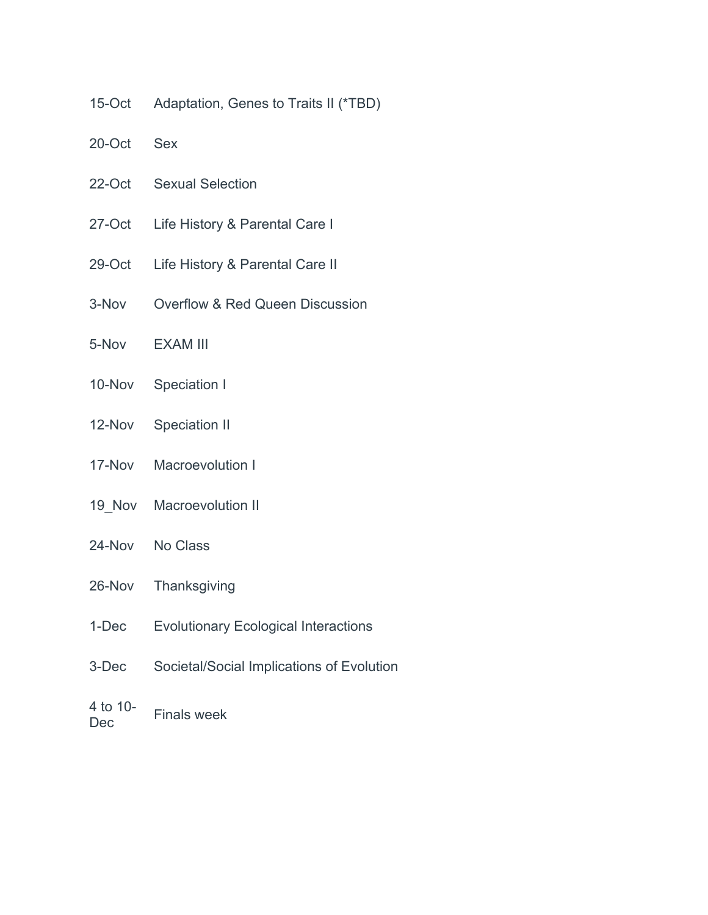| | |
|---|---|
| 15-Oct | Adaptation, Genes to Traits II (*TBD) |
| 20-Oct | Sex |
| 22-Oct | Sexual Selection |
| 27-Oct | Life History & Parental Care I |
| 29-Oct | Life History & Parental Care II |
| 3-Nov | Overflow & Red Queen Discussion |
| 5-Nov | EXAM III |
| 10-Nov | Speciation I |
| 12-Nov | Speciation II |
| 17-Nov | Macroevolution I |
| 19_Nov | Macroevolution II |
| 24-Nov | No Class |
| 26-Nov | Thanksgiving |
| 1-Dec | Evolutionary Ecological Interactions |
| 3-Dec | Societal/Social Implications of Evolution |
| 4 to 10-Dec | Finals week |